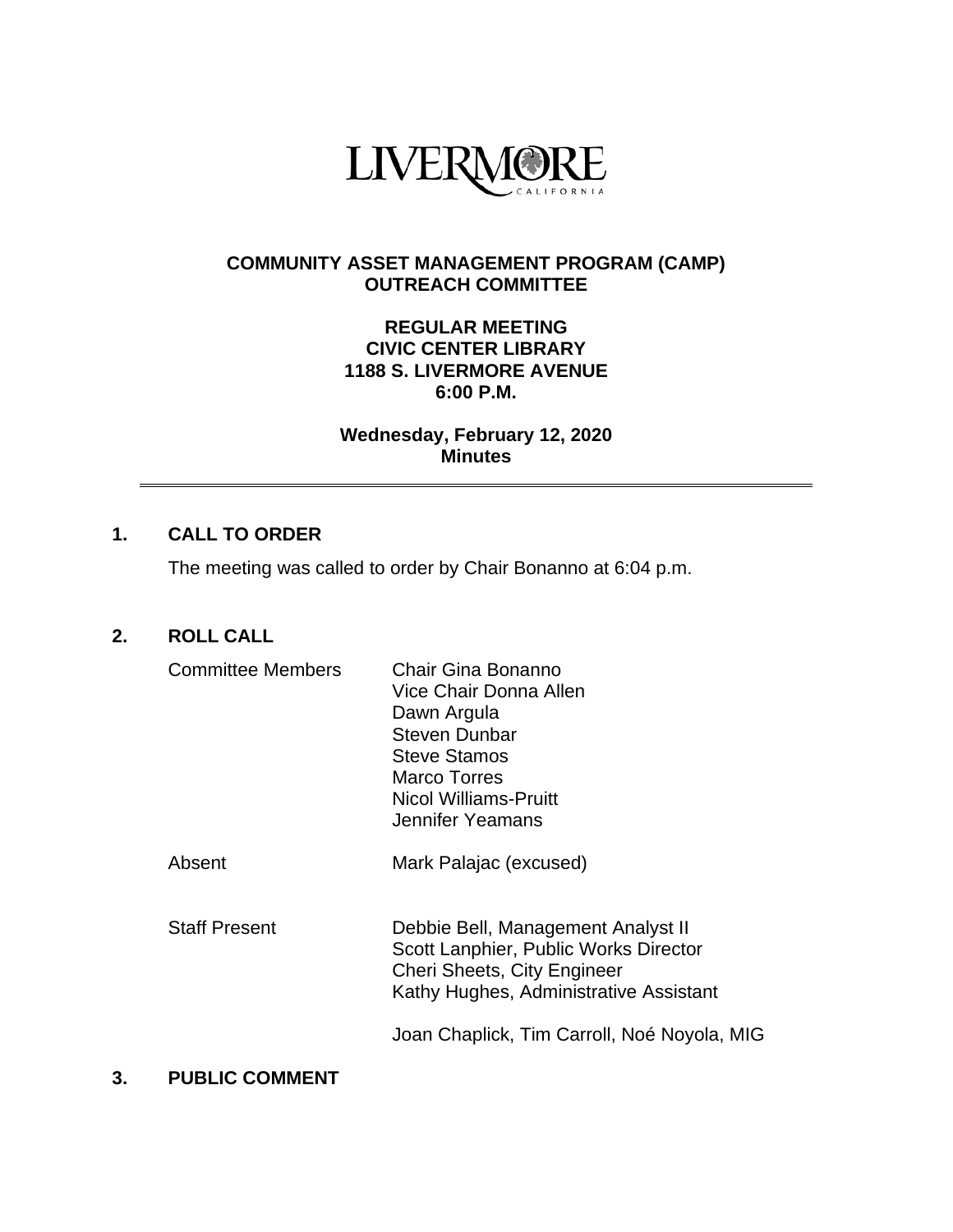LIVERMORE
CALIFORNIA

**COMMUNITY ASSET MANAGEMENT PROGRAM (CAMP)**
**OUTREACH COMMITTEE**

**REGULAR MEETING**
**CIVIC CENTER LIBRARY**
**1188 S. LIVERMORE AVENUE**
**6:00 P.M.**

**Wednesday, February 12, 2020**
**Minutes**

---

## 1. CALL TO ORDER

The meeting was called to order by Chair Bonanno at 6:04 p.m.

## 2. ROLL CALL

| | |
|---|---|
| Committee Members | Chair Gina Bonanno<br>Vice Chair Donna Allen<br>Dawn Argula<br>Steven Dunbar<br>Steve Stamos<br>Marco Torres<br>Nicol Williams-Pruitt<br>Jennifer Yeamans |
| Absent | Mark Palajac (excused) |
| Staff Present | Debbie Bell, Management Analyst II<br>Scott Lanphier, Public Works Director<br>Cheri Sheets, City Engineer<br>Kathy Hughes, Administrative Assistant<br><br>Joan Chaplick, Tim Carroll, Noé Noyola, MIG |

## 3. PUBLIC COMMENT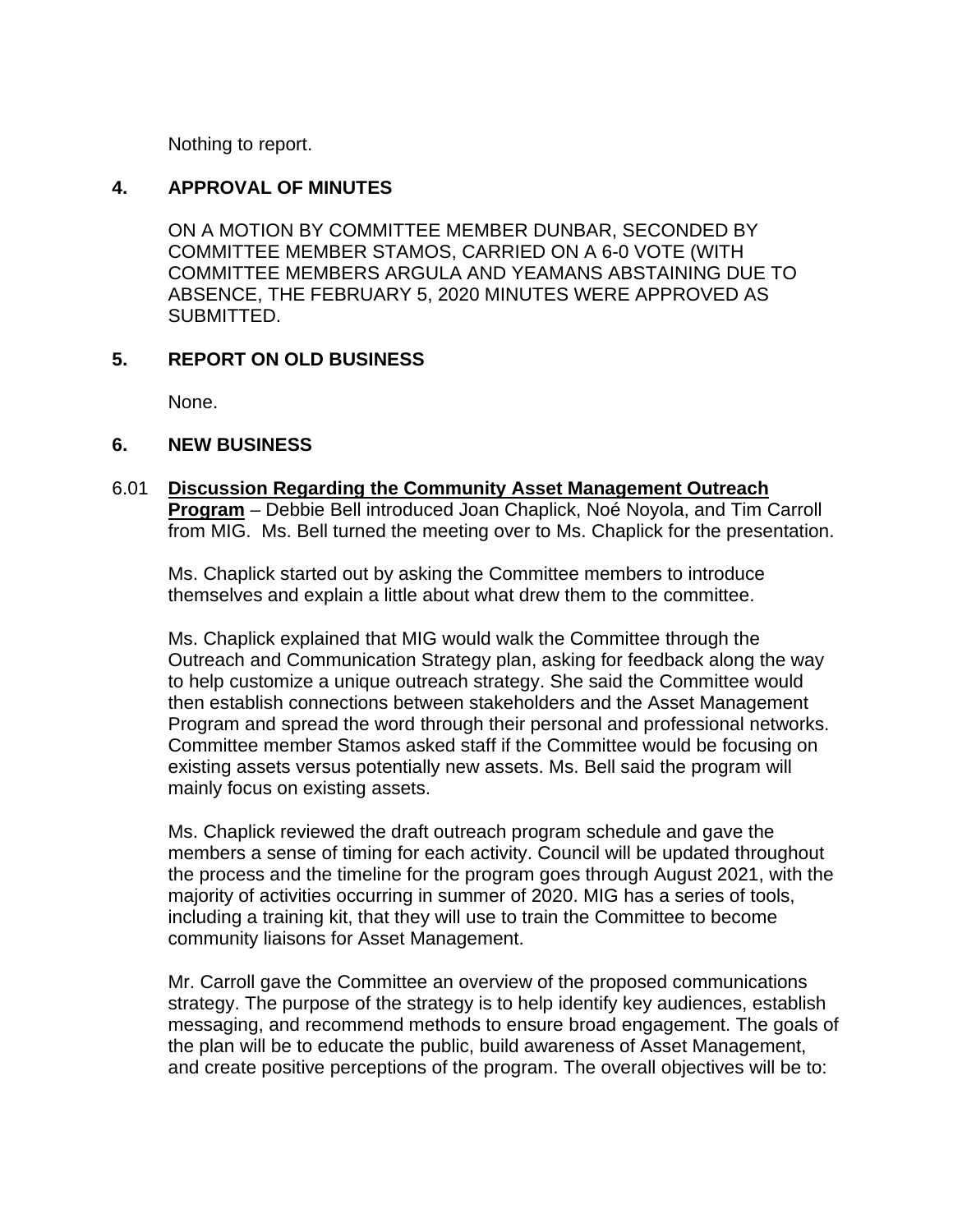Nothing to report.

## 4. APPROVAL OF MINUTES

ON A MOTION BY COMMITTEE MEMBER DUNBAR, SECONDED BY COMMITTEE MEMBER STAMOS, CARRIED ON A 6-0 VOTE (WITH COMMITTEE MEMBERS ARGULA AND YEAMANS ABSTAINING DUE TO ABSENCE, THE FEBRUARY 5, 2020 MINUTES WERE APPROVED AS SUBMITTED.

## 5. REPORT ON OLD BUSINESS

None.

## 6. NEW BUSINESS

6.01 **Discussion Regarding the Community Asset Management Outreach Program** – Debbie Bell introduced Joan Chaplick, Noé Noyola, and Tim Carroll from MIG. Ms. Bell turned the meeting over to Ms. Chaplick for the presentation.

Ms. Chaplick started out by asking the Committee members to introduce themselves and explain a little about what drew them to the committee.

Ms. Chaplick explained that MIG would walk the Committee through the Outreach and Communication Strategy plan, asking for feedback along the way to help customize a unique outreach strategy. She said the Committee would then establish connections between stakeholders and the Asset Management Program and spread the word through their personal and professional networks. Committee member Stamos asked staff if the Committee would be focusing on existing assets versus potentially new assets. Ms. Bell said the program will mainly focus on existing assets.

Ms. Chaplick reviewed the draft outreach program schedule and gave the members a sense of timing for each activity. Council will be updated throughout the process and the timeline for the program goes through August 2021, with the majority of activities occurring in summer of 2020. MIG has a series of tools, including a training kit, that they will use to train the Committee to become community liaisons for Asset Management.

Mr. Carroll gave the Committee an overview of the proposed communications strategy. The purpose of the strategy is to help identify key audiences, establish messaging, and recommend methods to ensure broad engagement. The goals of the plan will be to educate the public, build awareness of Asset Management, and create positive perceptions of the program. The overall objectives will be to: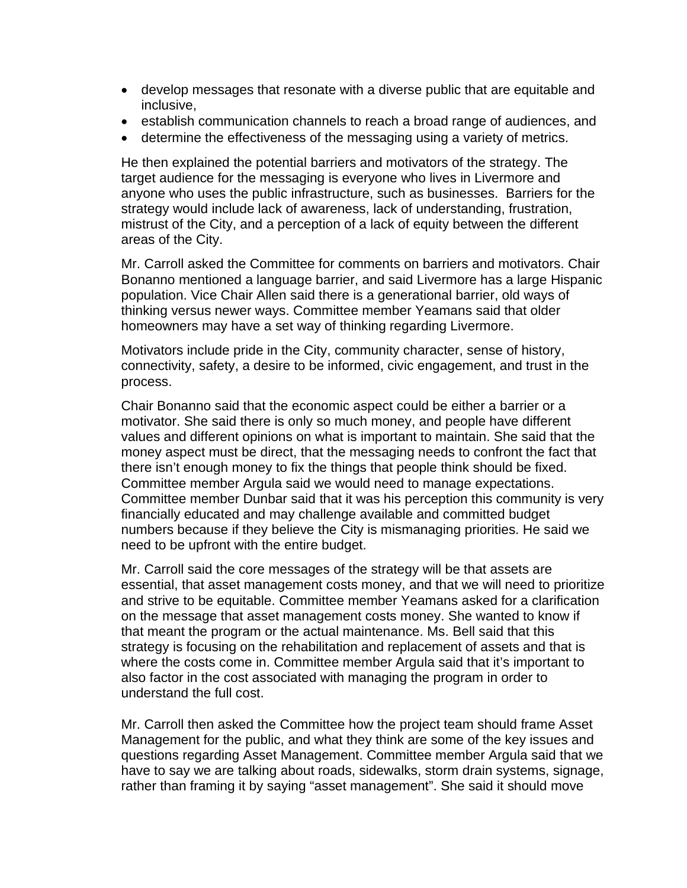- develop messages that resonate with a diverse public that are equitable and inclusive,
- establish communication channels to reach a broad range of audiences, and
- determine the effectiveness of the messaging using a variety of metrics.

He then explained the potential barriers and motivators of the strategy. The target audience for the messaging is everyone who lives in Livermore and anyone who uses the public infrastructure, such as businesses. Barriers for the strategy would include lack of awareness, lack of understanding, frustration, mistrust of the City, and a perception of a lack of equity between the different areas of the City.

Mr. Carroll asked the Committee for comments on barriers and motivators. Chair Bonanno mentioned a language barrier, and said Livermore has a large Hispanic population. Vice Chair Allen said there is a generational barrier, old ways of thinking versus newer ways. Committee member Yeamans said that older homeowners may have a set way of thinking regarding Livermore.

Motivators include pride in the City, community character, sense of history, connectivity, safety, a desire to be informed, civic engagement, and trust in the process.

Chair Bonanno said that the economic aspect could be either a barrier or a motivator. She said there is only so much money, and people have different values and different opinions on what is important to maintain. She said that the money aspect must be direct, that the messaging needs to confront the fact that there isn't enough money to fix the things that people think should be fixed. Committee member Argula said we would need to manage expectations. Committee member Dunbar said that it was his perception this community is very financially educated and may challenge available and committed budget numbers because if they believe the City is mismanaging priorities. He said we need to be upfront with the entire budget.

Mr. Carroll said the core messages of the strategy will be that assets are essential, that asset management costs money, and that we will need to prioritize and strive to be equitable. Committee member Yeamans asked for a clarification on the message that asset management costs money. She wanted to know if that meant the program or the actual maintenance. Ms. Bell said that this strategy is focusing on the rehabilitation and replacement of assets and that is where the costs come in. Committee member Argula said that it's important to also factor in the cost associated with managing the program in order to understand the full cost.

Mr. Carroll then asked the Committee how the project team should frame Asset Management for the public, and what they think are some of the key issues and questions regarding Asset Management. Committee member Argula said that we have to say we are talking about roads, sidewalks, storm drain systems, signage, rather than framing it by saying "asset management". She said it should move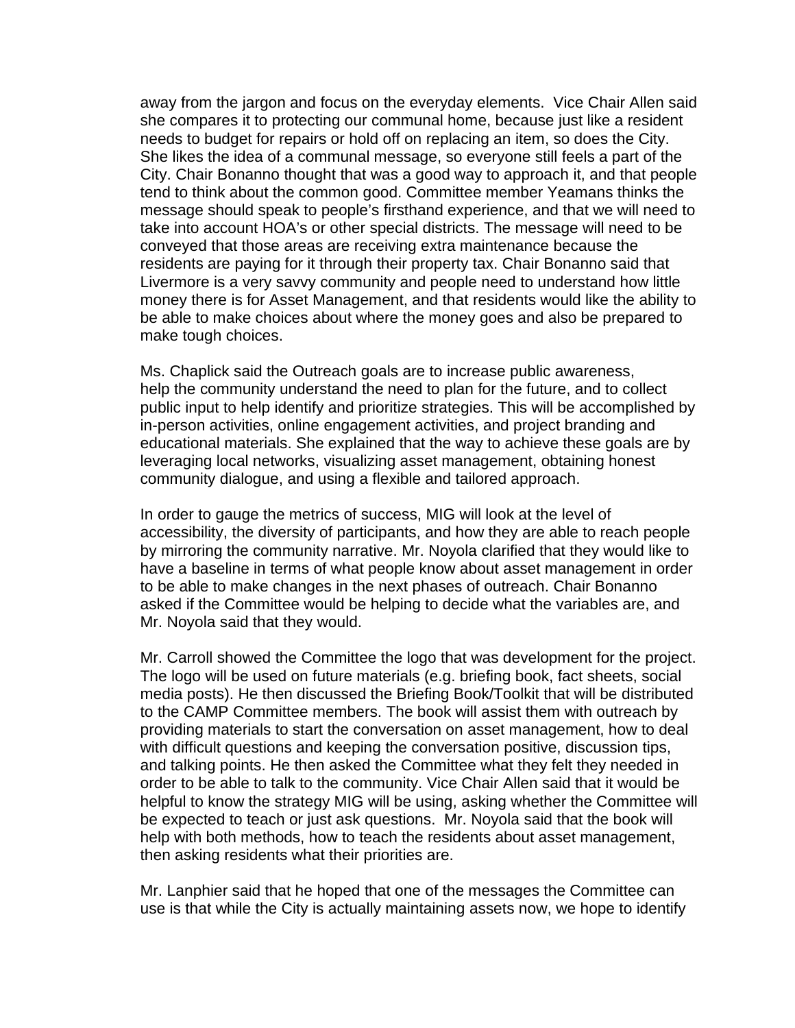away from the jargon and focus on the everyday elements. Vice Chair Allen said she compares it to protecting our communal home, because just like a resident needs to budget for repairs or hold off on replacing an item, so does the City. She likes the idea of a communal message, so everyone still feels a part of the City. Chair Bonanno thought that was a good way to approach it, and that people tend to think about the common good. Committee member Yeamans thinks the message should speak to people's firsthand experience, and that we will need to take into account HOA's or other special districts. The message will need to be conveyed that those areas are receiving extra maintenance because the residents are paying for it through their property tax. Chair Bonanno said that Livermore is a very savvy community and people need to understand how little money there is for Asset Management, and that residents would like the ability to be able to make choices about where the money goes and also be prepared to make tough choices.

Ms. Chaplick said the Outreach goals are to increase public awareness, help the community understand the need to plan for the future, and to collect public input to help identify and prioritize strategies. This will be accomplished by in-person activities, online engagement activities, and project branding and educational materials. She explained that the way to achieve these goals are by leveraging local networks, visualizing asset management, obtaining honest community dialogue, and using a flexible and tailored approach.

In order to gauge the metrics of success, MIG will look at the level of accessibility, the diversity of participants, and how they are able to reach people by mirroring the community narrative. Mr. Noyola clarified that they would like to have a baseline in terms of what people know about asset management in order to be able to make changes in the next phases of outreach. Chair Bonanno asked if the Committee would be helping to decide what the variables are, and Mr. Noyola said that they would.

Mr. Carroll showed the Committee the logo that was development for the project. The logo will be used on future materials (e.g. briefing book, fact sheets, social media posts). He then discussed the Briefing Book/Toolkit that will be distributed to the CAMP Committee members. The book will assist them with outreach by providing materials to start the conversation on asset management, how to deal with difficult questions and keeping the conversation positive, discussion tips, and talking points. He then asked the Committee what they felt they needed in order to be able to talk to the community. Vice Chair Allen said that it would be helpful to know the strategy MIG will be using, asking whether the Committee will be expected to teach or just ask questions. Mr. Noyola said that the book will help with both methods, how to teach the residents about asset management, then asking residents what their priorities are.

Mr. Lanphier said that he hoped that one of the messages the Committee can use is that while the City is actually maintaining assets now, we hope to identify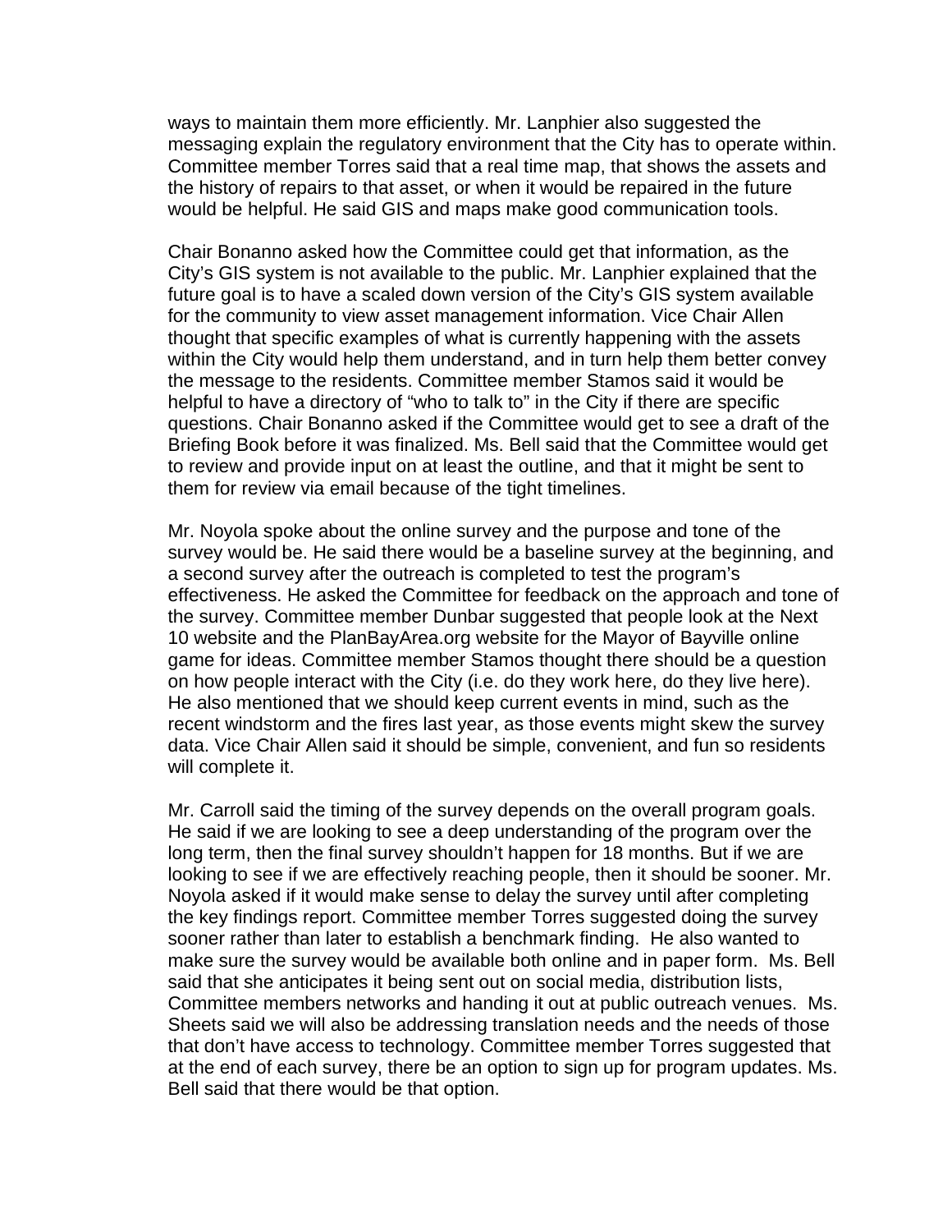ways to maintain them more efficiently. Mr. Lanphier also suggested the messaging explain the regulatory environment that the City has to operate within. Committee member Torres said that a real time map, that shows the assets and the history of repairs to that asset, or when it would be repaired in the future would be helpful. He said GIS and maps make good communication tools.

Chair Bonanno asked how the Committee could get that information, as the City's GIS system is not available to the public. Mr. Lanphier explained that the future goal is to have a scaled down version of the City's GIS system available for the community to view asset management information. Vice Chair Allen thought that specific examples of what is currently happening with the assets within the City would help them understand, and in turn help them better convey the message to the residents. Committee member Stamos said it would be helpful to have a directory of "who to talk to" in the City if there are specific questions. Chair Bonanno asked if the Committee would get to see a draft of the Briefing Book before it was finalized. Ms. Bell said that the Committee would get to review and provide input on at least the outline, and that it might be sent to them for review via email because of the tight timelines.

Mr. Noyola spoke about the online survey and the purpose and tone of the survey would be. He said there would be a baseline survey at the beginning, and a second survey after the outreach is completed to test the program's effectiveness. He asked the Committee for feedback on the approach and tone of the survey. Committee member Dunbar suggested that people look at the Next 10 website and the PlanBayArea.org website for the Mayor of Bayville online game for ideas. Committee member Stamos thought there should be a question on how people interact with the City (i.e. do they work here, do they live here). He also mentioned that we should keep current events in mind, such as the recent windstorm and the fires last year, as those events might skew the survey data. Vice Chair Allen said it should be simple, convenient, and fun so residents will complete it.

Mr. Carroll said the timing of the survey depends on the overall program goals. He said if we are looking to see a deep understanding of the program over the long term, then the final survey shouldn't happen for 18 months. But if we are looking to see if we are effectively reaching people, then it should be sooner. Mr. Noyola asked if it would make sense to delay the survey until after completing the key findings report. Committee member Torres suggested doing the survey sooner rather than later to establish a benchmark finding. He also wanted to make sure the survey would be available both online and in paper form. Ms. Bell said that she anticipates it being sent out on social media, distribution lists, Committee members networks and handing it out at public outreach venues. Ms. Sheets said we will also be addressing translation needs and the needs of those that don't have access to technology. Committee member Torres suggested that at the end of each survey, there be an option to sign up for program updates. Ms. Bell said that there would be that option.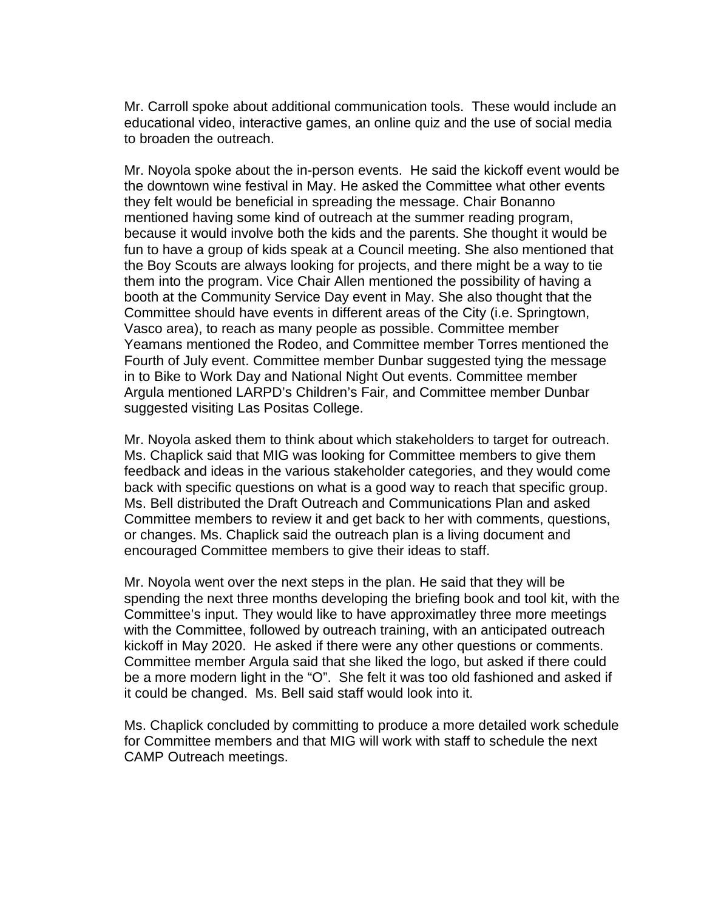Mr. Carroll spoke about additional communication tools. These would include an educational video, interactive games, an online quiz and the use of social media to broaden the outreach.

Mr. Noyola spoke about the in-person events. He said the kickoff event would be the downtown wine festival in May. He asked the Committee what other events they felt would be beneficial in spreading the message. Chair Bonanno mentioned having some kind of outreach at the summer reading program, because it would involve both the kids and the parents. She thought it would be fun to have a group of kids speak at a Council meeting. She also mentioned that the Boy Scouts are always looking for projects, and there might be a way to tie them into the program. Vice Chair Allen mentioned the possibility of having a booth at the Community Service Day event in May. She also thought that the Committee should have events in different areas of the City (i.e. Springtown, Vasco area), to reach as many people as possible. Committee member Yeamans mentioned the Rodeo, and Committee member Torres mentioned the Fourth of July event. Committee member Dunbar suggested tying the message in to Bike to Work Day and National Night Out events. Committee member Argula mentioned LARPD's Children's Fair, and Committee member Dunbar suggested visiting Las Positas College.

Mr. Noyola asked them to think about which stakeholders to target for outreach. Ms. Chaplick said that MIG was looking for Committee members to give them feedback and ideas in the various stakeholder categories, and they would come back with specific questions on what is a good way to reach that specific group. Ms. Bell distributed the Draft Outreach and Communications Plan and asked Committee members to review it and get back to her with comments, questions, or changes. Ms. Chaplick said the outreach plan is a living document and encouraged Committee members to give their ideas to staff.

Mr. Noyola went over the next steps in the plan. He said that they will be spending the next three months developing the briefing book and tool kit, with the Committee's input. They would like to have approximatley three more meetings with the Committee, followed by outreach training, with an anticipated outreach kickoff in May 2020. He asked if there were any other questions or comments. Committee member Argula said that she liked the logo, but asked if there could be a more modern light in the "O". She felt it was too old fashioned and asked if it could be changed. Ms. Bell said staff would look into it.

Ms. Chaplick concluded by committing to produce a more detailed work schedule for Committee members and that MIG will work with staff to schedule the next CAMP Outreach meetings.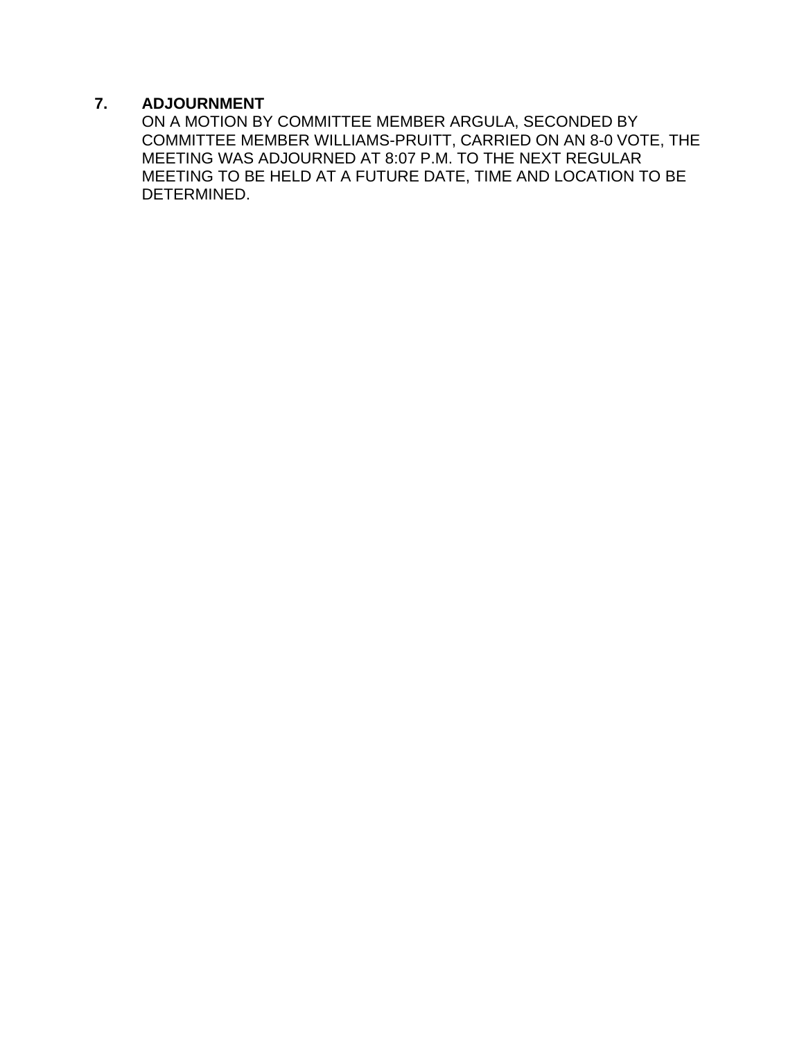**7. ADJOURNMENT**

ON A MOTION BY COMMITTEE MEMBER ARGULA, SECONDED BY COMMITTEE MEMBER WILLIAMS-PRUITT, CARRIED ON AN 8-0 VOTE, THE MEETING WAS ADJOURNED AT 8:07 P.M. TO THE NEXT REGULAR MEETING TO BE HELD AT A FUTURE DATE, TIME AND LOCATION TO BE DETERMINED.